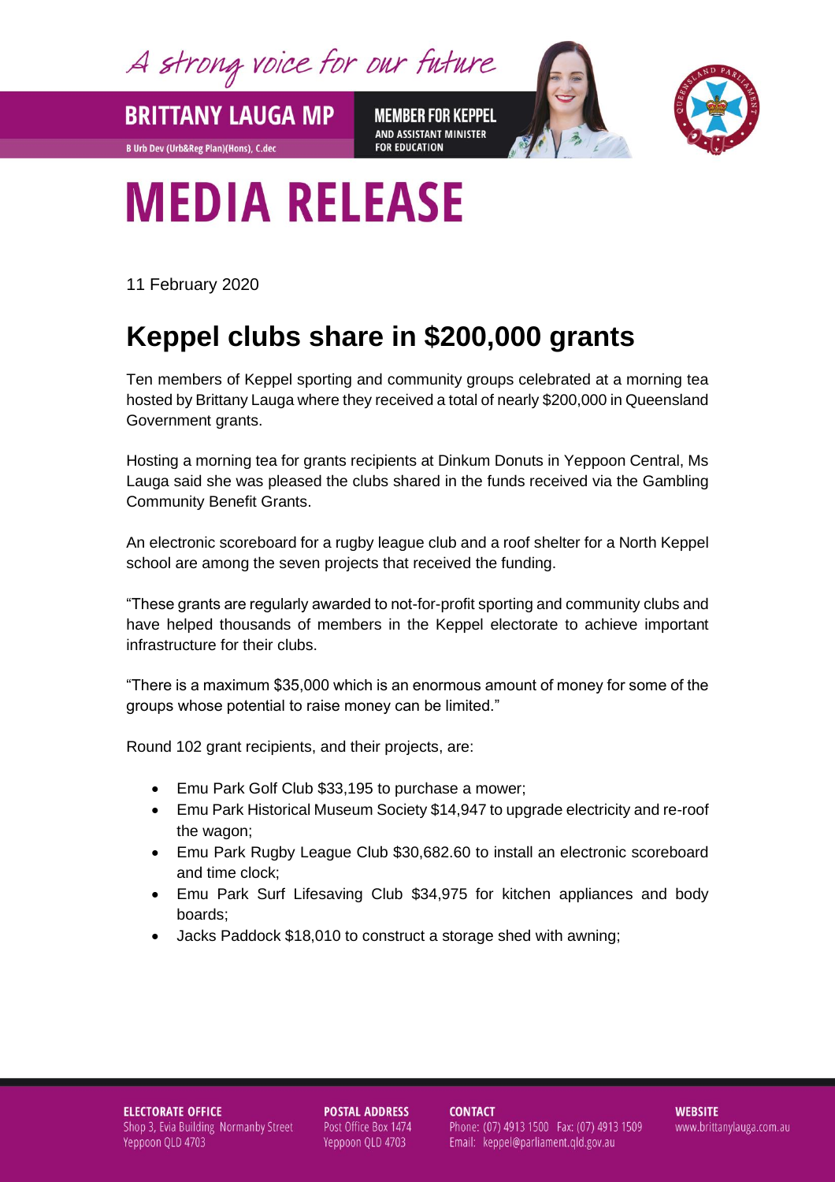A strong voice for our future

**BRITTANY LAUGA MP**

B Urb Dev (Urb&Reg Plan)(Hons), C.dec

**MEMBER FOR KEPPEL**
AND ASSISTANT MINISTER FOR EDUCATION

# MEDIA RELEASE

11 February 2020

## Keppel clubs share in $200,000 grants

Ten members of Keppel sporting and community groups celebrated at a morning tea hosted by Brittany Lauga where they received a total of nearly $200,000 in Queensland Government grants.

Hosting a morning tea for grants recipients at Dinkum Donuts in Yeppoon Central, Ms Lauga said she was pleased the clubs shared in the funds received via the Gambling Community Benefit Grants.

An electronic scoreboard for a rugby league club and a roof shelter for a North Keppel school are among the seven projects that received the funding.

"These grants are regularly awarded to not-for-profit sporting and community clubs and have helped thousands of members in the Keppel electorate to achieve important infrastructure for their clubs.

"There is a maximum $35,000 which is an enormous amount of money for some of the groups whose potential to raise money can be limited."

Round 102 grant recipients, and their projects, are:

- Emu Park Golf Club $33,195 to purchase a mower;
- Emu Park Historical Museum Society $14,947 to upgrade electricity and re-roof the wagon;
- Emu Park Rugby League Club $30,682.60 to install an electronic scoreboard and time clock;
- Emu Park Surf Lifesaving Club $34,975 for kitchen appliances and body boards;
- Jacks Paddock $18,010 to construct a storage shed with awning;

**ELECTORATE OFFICE**
Shop 3, Evia Building Normanby Street
Yeppoon QLD 4703

**POSTAL ADDRESS**
Post Office Box 1474
Yeppoon QLD 4703

**CONTACT**
Phone: (07) 4913 1500 Fax: (07) 4913 1509
Email: keppel@parliament.qld.gov.au

**WEBSITE**
www.brittanylauga.com.au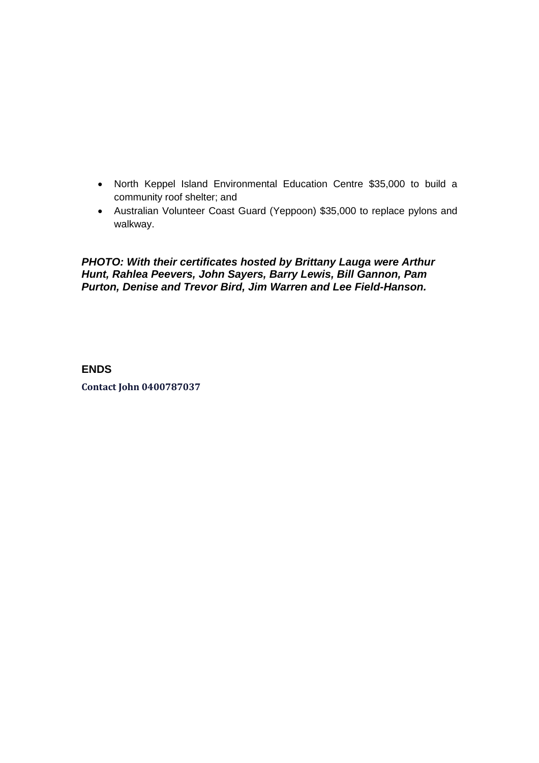- North Keppel Island Environmental Education Centre $35,000 to build a community roof shelter; and
- Australian Volunteer Coast Guard (Yeppoon) $35,000 to replace pylons and walkway.

***PHOTO: With their certificates hosted by Brittany Lauga were Arthur Hunt, Rahlea Peevers, John Sayers, Barry Lewis, Bill Gannon, Pam Purton, Denise and Trevor Bird, Jim Warren and Lee Field-Hanson.***

**ENDS**

**Contact John 0400787037**